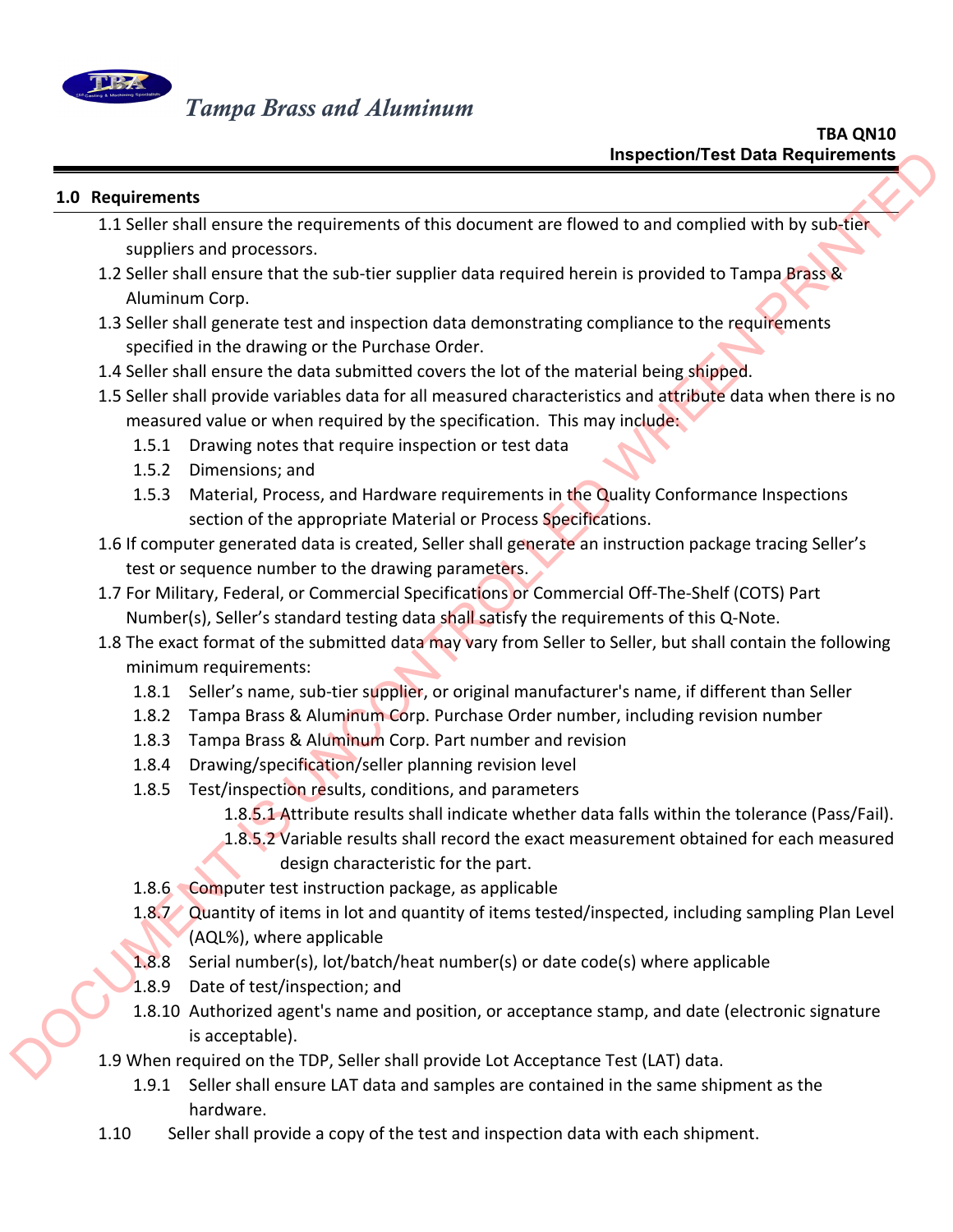# Tampa Brass and Aluminum

**TBA QN10**
**Inspection/Test Data Requirements**

## 1.0 Requirements

1.1 Seller shall ensure the requirements of this document are flowed to and complied with by sub-tier suppliers and processors.

1.2 Seller shall ensure that the sub-tier supplier data required herein is provided to Tampa Brass & Aluminum Corp.

1.3 Seller shall generate test and inspection data demonstrating compliance to the requirements specified in the drawing or the Purchase Order.

1.4 Seller shall ensure the data submitted covers the lot of the material being shipped.

1.5 Seller shall provide variables data for all measured characteristics and attribute data when there is no measured value or when required by the specification. This may include:

- 1.5.1 Drawing notes that require inspection or test data
- 1.5.2 Dimensions; and
- 1.5.3 Material, Process, and Hardware requirements in the Quality Conformance Inspections section of the appropriate Material or Process Specifications.

1.6 If computer generated data is created, Seller shall generate an instruction package tracing Seller's test or sequence number to the drawing parameters.

1.7 For Military, Federal, or Commercial Specifications or Commercial Off-The-Shelf (COTS) Part Number(s), Seller's standard testing data shall satisfy the requirements of this Q-Note.

1.8 The exact format of the submitted data may vary from Seller to Seller, but shall contain the following minimum requirements:

- 1.8.1 Seller's name, sub-tier supplier, or original manufacturer's name, if different than Seller
- 1.8.2 Tampa Brass & Aluminum Corp. Purchase Order number, including revision number
- 1.8.3 Tampa Brass & Aluminum Corp. Part number and revision
- 1.8.4 Drawing/specification/seller planning revision level
- 1.8.5 Test/inspection results, conditions, and parameters
  - 1.8.5.1 Attribute results shall indicate whether data falls within the tolerance (Pass/Fail).
  - 1.8.5.2 Variable results shall record the exact measurement obtained for each measured design characteristic for the part.
- 1.8.6 Computer test instruction package, as applicable
- 1.8.7 Quantity of items in lot and quantity of items tested/inspected, including sampling Plan Level (AQL%), where applicable
- 1.8.8 Serial number(s), lot/batch/heat number(s) or date code(s) where applicable
- 1.8.9 Date of test/inspection; and
- 1.8.10 Authorized agent's name and position, or acceptance stamp, and date (electronic signature is acceptable).

1.9 When required on the TDP, Seller shall provide Lot Acceptance Test (LAT) data.

- 1.9.1 Seller shall ensure LAT data and samples are contained in the same shipment as the hardware.

1.10 Seller shall provide a copy of the test and inspection data with each shipment.

DOCUMENT IS UNCONTROLLED WHEN PRINTED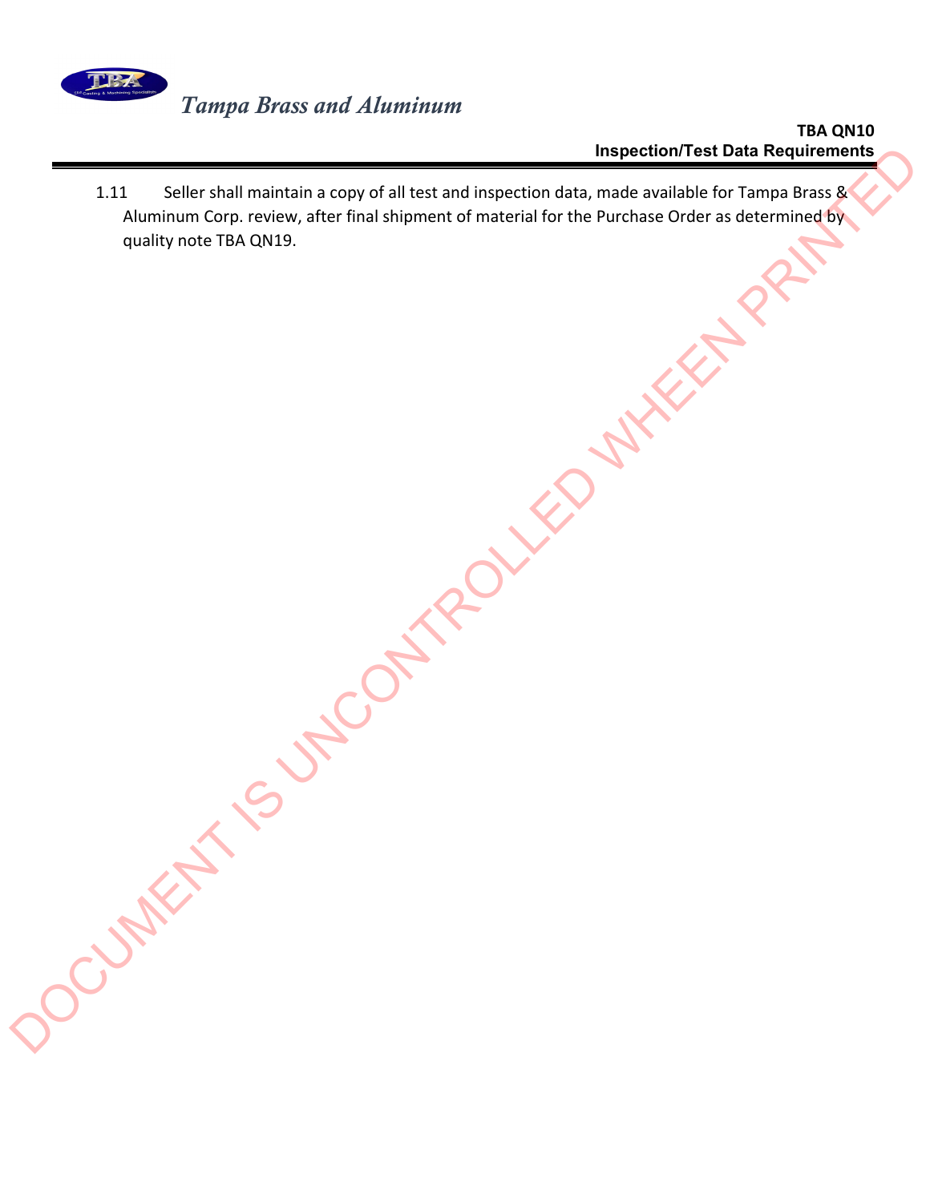1.11 Seller shall maintain a copy of all test and inspection data, made available for Tampa Brass & Aluminum Corp. review, after final shipment of material for the Purchase Order as determined by quality note TBA QN19.